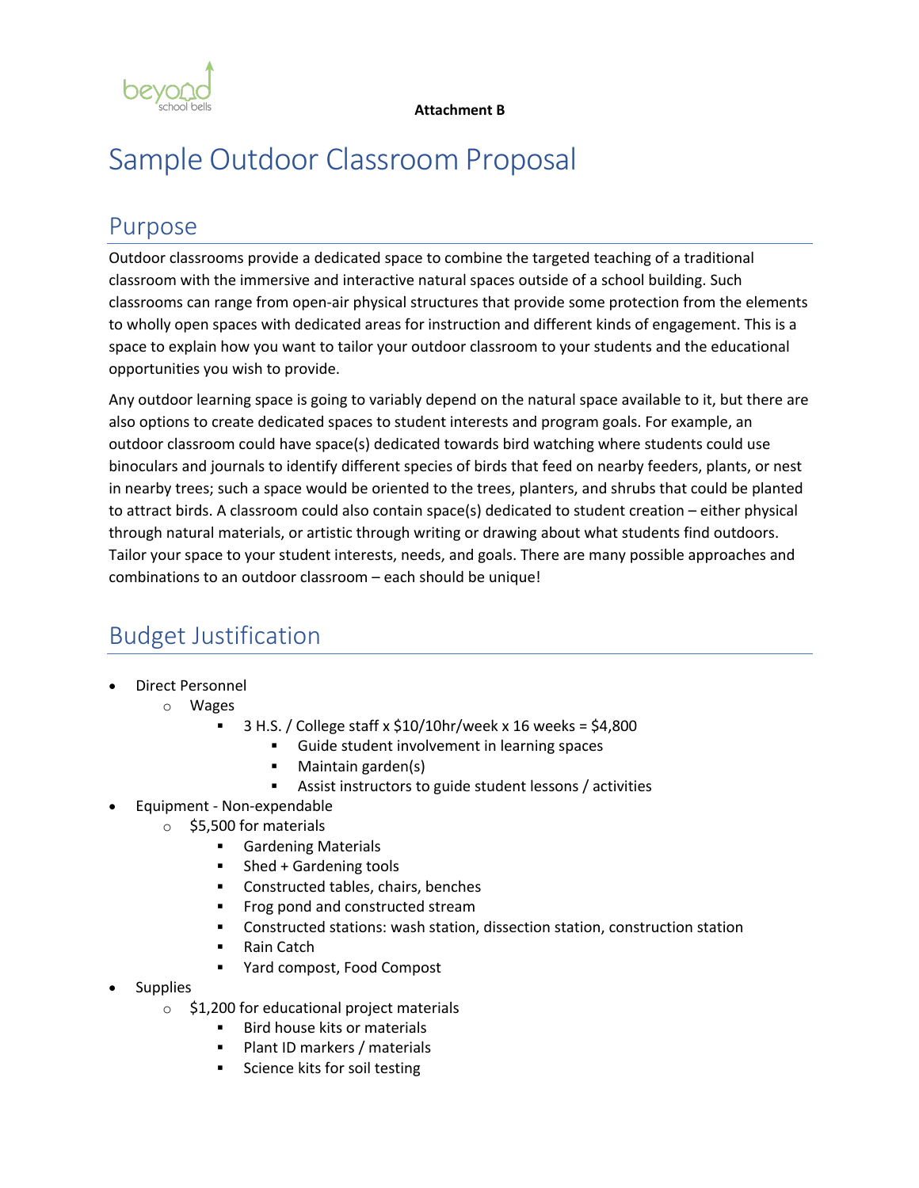**Attachment B**

# Sample Outdoor Classroom Proposal

## Purpose

Outdoor classrooms provide a dedicated space to combine the targeted teaching of a traditional classroom with the immersive and interactive natural spaces outside of a school building. Such classrooms can range from open-air physical structures that provide some protection from the elements to wholly open spaces with dedicated areas for instruction and different kinds of engagement. This is a space to explain how you want to tailor your outdoor classroom to your students and the educational opportunities you wish to provide.

Any outdoor learning space is going to variably depend on the natural space available to it, but there are also options to create dedicated spaces to student interests and program goals. For example, an outdoor classroom could have space(s) dedicated towards bird watching where students could use binoculars and journals to identify different species of birds that feed on nearby feeders, plants, or nest in nearby trees; such a space would be oriented to the trees, planters, and shrubs that could be planted to attract birds. A classroom could also contain space(s) dedicated to student creation – either physical through natural materials, or artistic through writing or drawing about what students find outdoors. Tailor your space to your student interests, needs, and goals. There are many possible approaches and combinations to an outdoor classroom – each should be unique!

## Budget Justification

- Direct Personnel
  - Wages
    - 3 H.S. / College staff x $10/10hr/week x 16 weeks = $4,800
      - Guide student involvement in learning spaces
      - Maintain garden(s)
      - Assist instructors to guide student lessons / activities
- Equipment - Non-expendable
  - $5,500 for materials
    - Gardening Materials
    - Shed + Gardening tools
    - Constructed tables, chairs, benches
    - Frog pond and constructed stream
    - Constructed stations: wash station, dissection station, construction station
    - Rain Catch
    - Yard compost, Food Compost
- Supplies
  - $1,200 for educational project materials
    - Bird house kits or materials
    - Plant ID markers / materials
    - Science kits for soil testing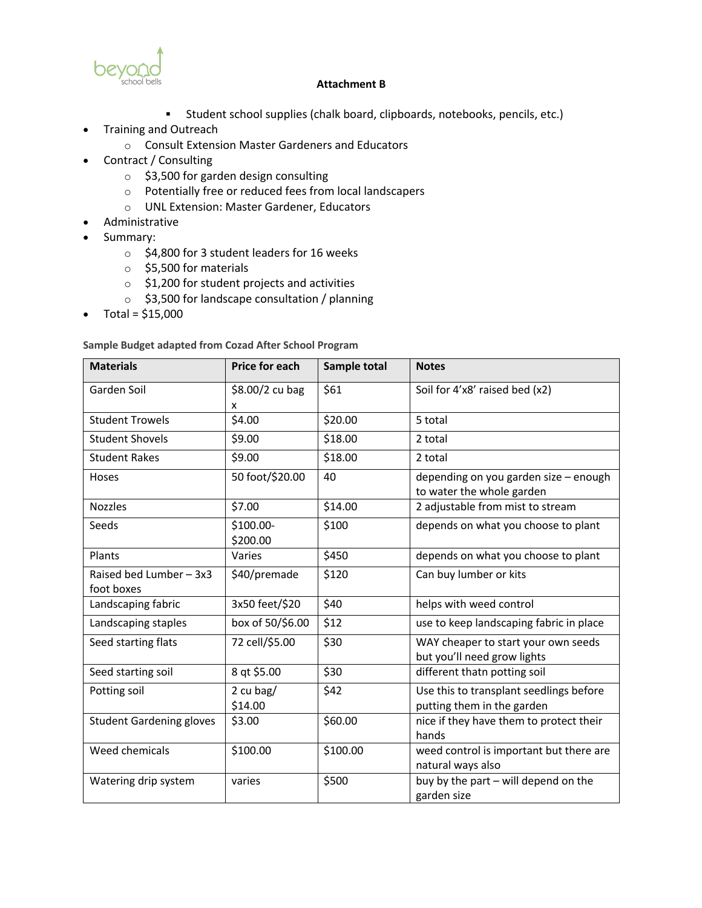**Attachment B**

- Student school supplies (chalk board, clipboards, notebooks, pencils, etc.)

- Training and Outreach
  - Consult Extension Master Gardeners and Educators
- Contract / Consulting
  - $3,500 for garden design consulting
  - Potentially free or reduced fees from local landscapers
  - UNL Extension: Master Gardener, Educators
- Administrative
- Summary:
  - $4,800 for 3 student leaders for 16 weeks
  - $5,500 for materials
  - $1,200 for student projects and activities
  - $3,500 for landscape consultation / planning
- Total = $15,000

**Sample Budget adapted from Cozad After School Program**

| Materials | Price for each | Sample total | Notes |
|---|---|---|---|
| Garden Soil | $8.00/2 cu bag x | $61 | Soil for 4'x8' raised bed (x2) |
| Student Trowels | $4.00 | $20.00 | 5 total |
| Student Shovels | $9.00 | $18.00 | 2 total |
| Student Rakes | $9.00 | $18.00 | 2 total |
| Hoses | 50 foot/$20.00 | 40 | depending on you garden size – enough to water the whole garden |
| Nozzles | $7.00 | $14.00 | 2 adjustable from mist to stream |
| Seeds | $100.00-$200.00 | $100 | depends on what you choose to plant |
| Plants | Varies | $450 | depends on what you choose to plant |
| Raised bed Lumber – 3x3 foot boxes | $40/premade | $120 | Can buy lumber or kits |
| Landscaping fabric | 3x50 feet/$20 | $40 | helps with weed control |
| Landscaping staples | box of 50/$6.00 | $12 | use to keep landscaping fabric in place |
| Seed starting flats | 72 cell/$5.00 | $30 | WAY cheaper to start your own seeds but you'll need grow lights |
| Seed starting soil | 8 qt $5.00 | $30 | different thatn potting soil |
| Potting soil | 2 cu bag/ $14.00 | $42 | Use this to transplant seedlings before putting them in the garden |
| Student Gardening gloves | $3.00 | $60.00 | nice if they have them to protect their hands |
| Weed chemicals | $100.00 | $100.00 | weed control is important but there are natural ways also |
| Watering drip system | varies | $500 | buy by the part – will depend on the garden size |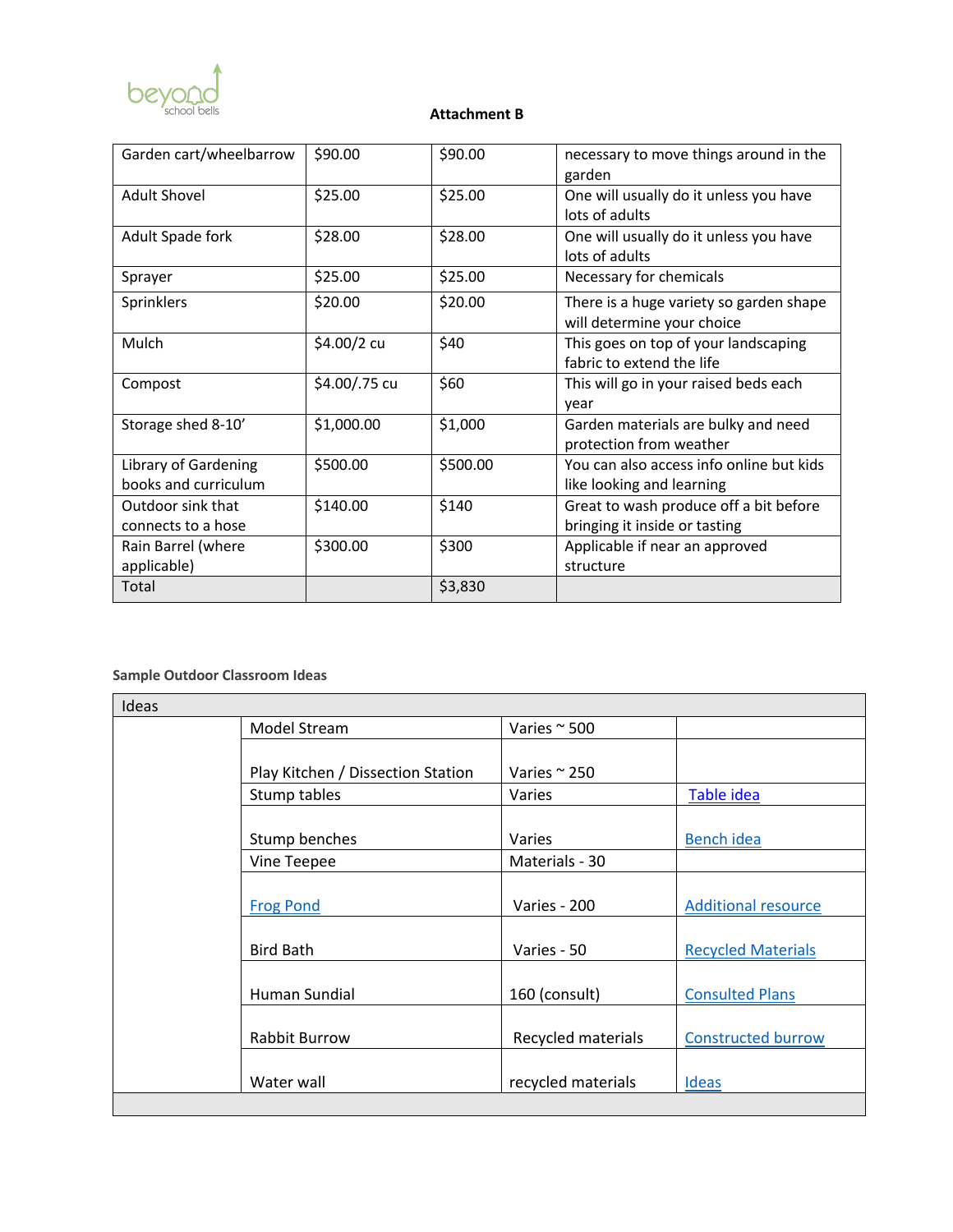**Attachment B**

| Garden cart/wheelbarrow | $90.00 | $90.00 | necessary to move things around in the garden |
|---|---|---|---|
| Adult Shovel | $25.00 | $25.00 | One will usually do it unless you have lots of adults |
| Adult Spade fork | $28.00 | $28.00 | One will usually do it unless you have lots of adults |
| Sprayer | $25.00 | $25.00 | Necessary for chemicals |
| Sprinklers | $20.00 | $20.00 | There is a huge variety so garden shape will determine your choice |
| Mulch | $4.00/2 cu | $40 | This goes on top of your landscaping fabric to extend the life |
| Compost | $4.00/.75 cu | $60 | This will go in your raised beds each year |
| Storage shed 8-10' | $1,000.00 | $1,000 | Garden materials are bulky and need protection from weather |
| Library of Gardening books and curriculum | $500.00 | $500.00 | You can also access info online but kids like looking and learning |
| Outdoor sink that connects to a hose | $140.00 | $140 | Great to wash produce off a bit before bringing it inside or tasting |
| Rain Barrel (where applicable) | $300.00 | $300 | Applicable if near an approved structure |
| Total | | $3,830 | |

**Sample Outdoor Classroom Ideas**

| Ideas | | | |
|---|---|---|---|
| | Model Stream | Varies ~ 500 | |
| | Play Kitchen / Dissection Station | Varies ~ 250 | |
| | Stump tables | Varies | Table idea |
| | Stump benches | Varies | Bench idea |
| | Vine Teepee | Materials - 30 | |
| | Frog Pond | Varies - 200 | Additional resource |
| | Bird Bath | Varies - 50 | Recycled Materials |
| | Human Sundial | 160 (consult) | Consulted Plans |
| | Rabbit Burrow | Recycled materials | Constructed burrow |
| | Water wall | recycled materials | Ideas |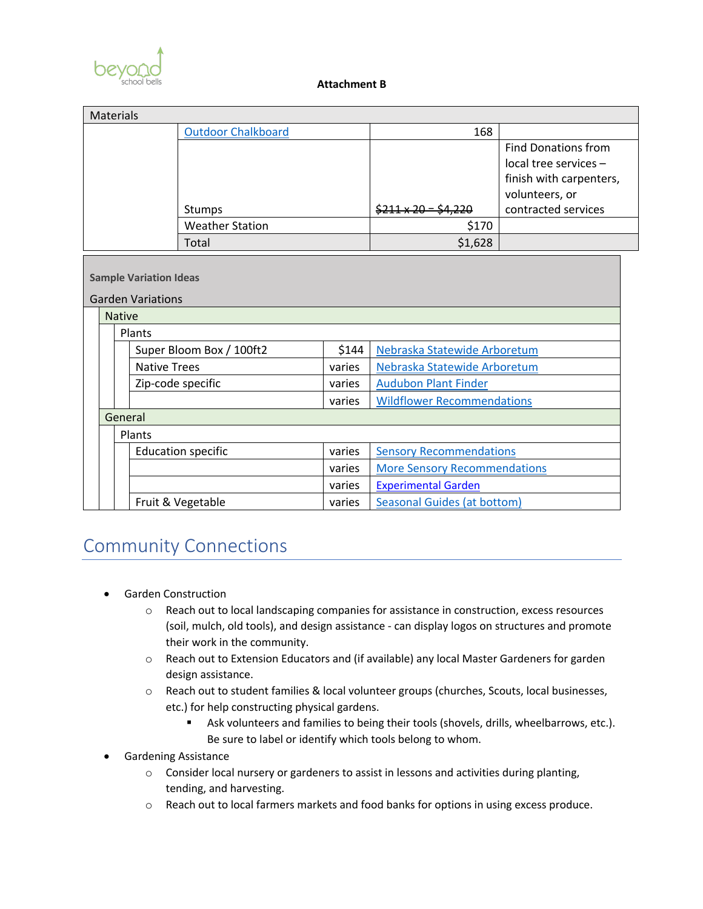**Attachment B**

| Materials | | | |
|---|---|---|---|
| | Outdoor Chalkboard | 168 | |
| | Stumps | ~~$211 x 20 = $4,220~~ | Find Donations from local tree services – finish with carpenters, volunteers, or contracted services |
| | Weather Station | $170 | |
| | Total | $1,628 | |

**Sample Variation Ideas**

Garden Variations

| Native | | | |
|---|---|---|---|
| Plants | | | |
| | Super Bloom Box / 100ft2 | $144 | Nebraska Statewide Arboretum |
| | Native Trees | varies | Nebraska Statewide Arboretum |
| | Zip-code specific | varies | Audubon Plant Finder |
| | | varies | Wildflower Recommendations |
| **General** | | | |
| Plants | | | |
| | Education specific | varies | Sensory Recommendations |
| | | varies | More Sensory Recommendations |
| | | varies | Experimental Garden |
| | Fruit & Vegetable | varies | Seasonal Guides (at bottom) |

# Community Connections

- Garden Construction
  - Reach out to local landscaping companies for assistance in construction, excess resources (soil, mulch, old tools), and design assistance - can display logos on structures and promote their work in the community.
  - Reach out to Extension Educators and (if available) any local Master Gardeners for garden design assistance.
  - Reach out to student families & local volunteer groups (churches, Scouts, local businesses, etc.) for help constructing physical gardens.
    - Ask volunteers and families to being their tools (shovels, drills, wheelbarrows, etc.). Be sure to label or identify which tools belong to whom.
- Gardening Assistance
  - Consider local nursery or gardeners to assist in lessons and activities during planting, tending, and harvesting.
  - Reach out to local farmers markets and food banks for options in using excess produce.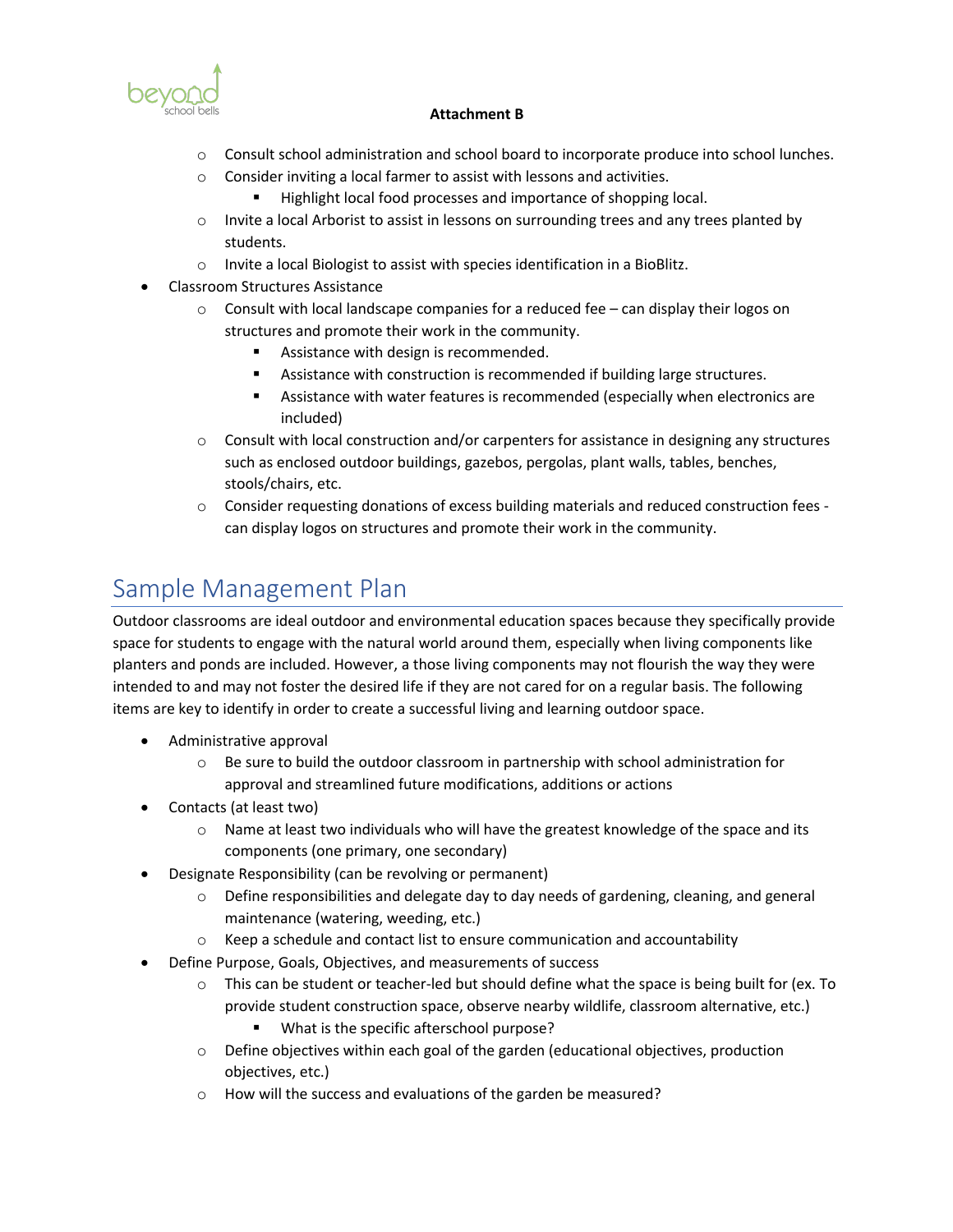**Attachment B**

- Consult school administration and school board to incorporate produce into school lunches.
- Consider inviting a local farmer to assist with lessons and activities.
  - Highlight local food processes and importance of shopping local.
- Invite a local Arborist to assist in lessons on surrounding trees and any trees planted by students.
- Invite a local Biologist to assist with species identification in a BioBlitz.

- Classroom Structures Assistance
  - Consult with local landscape companies for a reduced fee – can display their logos on structures and promote their work in the community.
    - Assistance with design is recommended.
    - Assistance with construction is recommended if building large structures.
    - Assistance with water features is recommended (especially when electronics are included)
  - Consult with local construction and/or carpenters for assistance in designing any structures such as enclosed outdoor buildings, gazebos, pergolas, plant walls, tables, benches, stools/chairs, etc.
  - Consider requesting donations of excess building materials and reduced construction fees - can display logos on structures and promote their work in the community.

## Sample Management Plan

Outdoor classrooms are ideal outdoor and environmental education spaces because they specifically provide space for students to engage with the natural world around them, especially when living components like planters and ponds are included. However, a those living components may not flourish the way they were intended to and may not foster the desired life if they are not cared for on a regular basis. The following items are key to identify in order to create a successful living and learning outdoor space.

- Administrative approval
  - Be sure to build the outdoor classroom in partnership with school administration for approval and streamlined future modifications, additions or actions
- Contacts (at least two)
  - Name at least two individuals who will have the greatest knowledge of the space and its components (one primary, one secondary)
- Designate Responsibility (can be revolving or permanent)
  - Define responsibilities and delegate day to day needs of gardening, cleaning, and general maintenance (watering, weeding, etc.)
  - Keep a schedule and contact list to ensure communication and accountability
- Define Purpose, Goals, Objectives, and measurements of success
  - This can be student or teacher-led but should define what the space is being built for (ex. To provide student construction space, observe nearby wildlife, classroom alternative, etc.)
    - What is the specific afterschool purpose?
  - Define objectives within each goal of the garden (educational objectives, production objectives, etc.)
  - How will the success and evaluations of the garden be measured?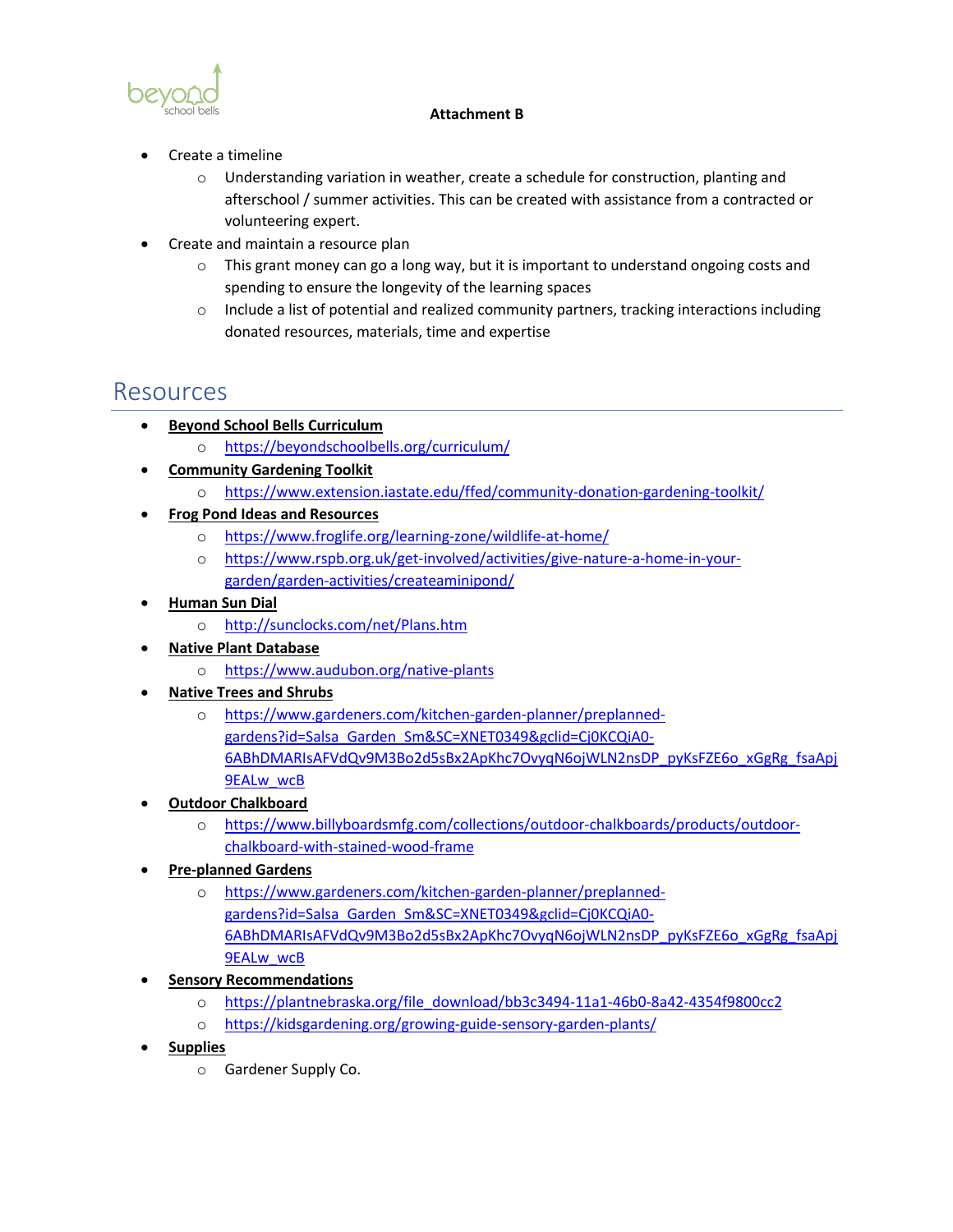**Attachment B**

- Create a timeline
    - Understanding variation in weather, create a schedule for construction, planting and afterschool / summer activities. This can be created with assistance from a contracted or volunteering expert.
- Create and maintain a resource plan
    - This grant money can go a long way, but it is important to understand ongoing costs and spending to ensure the longevity of the learning spaces
    - Include a list of potential and realized community partners, tracking interactions including donated resources, materials, time and expertise

## Resources

- **Beyond School Bells Curriculum**
    - https://beyondschoolbells.org/curriculum/
- **Community Gardening Toolkit**
    - https://www.extension.iastate.edu/ffed/community-donation-gardening-toolkit/
- **Frog Pond Ideas and Resources**
    - https://www.froglife.org/learning-zone/wildlife-at-home/
    - https://www.rspb.org.uk/get-involved/activities/give-nature-a-home-in-your-garden/garden-activities/createaminipond/
- **Human Sun Dial**
    - http://sunclocks.com/net/Plans.htm
- **Native Plant Database**
    - https://www.audubon.org/native-plants
- **Native Trees and Shrubs**
    - https://www.gardeners.com/kitchen-garden-planner/preplanned-gardens?id=Salsa_Garden_Sm&SC=XNET0349&gclid=Cj0KCQiA0-6ABhDMARIsAFVdQv9M3Bo2d5sBx2ApKhc7OvyqN6ojWLN2nsDP_pyKsFZE6o_xGgRg_fsaApj9EALw_wcB
- **Outdoor Chalkboard**
    - https://www.billyboardsmfg.com/collections/outdoor-chalkboards/products/outdoor-chalkboard-with-stained-wood-frame
- **Pre-planned Gardens**
    - https://www.gardeners.com/kitchen-garden-planner/preplanned-gardens?id=Salsa_Garden_Sm&SC=XNET0349&gclid=Cj0KCQiA0-6ABhDMARIsAFVdQv9M3Bo2d5sBx2ApKhc7OvyqN6ojWLN2nsDP_pyKsFZE6o_xGgRg_fsaApj9EALw_wcB
- **Sensory Recommendations**
    - https://plantnebraska.org/file_download/bb3c3494-11a1-46b0-8a42-4354f9800cc2
    - https://kidsgardening.org/growing-guide-sensory-garden-plants/
- **Supplies**
    - Gardener Supply Co.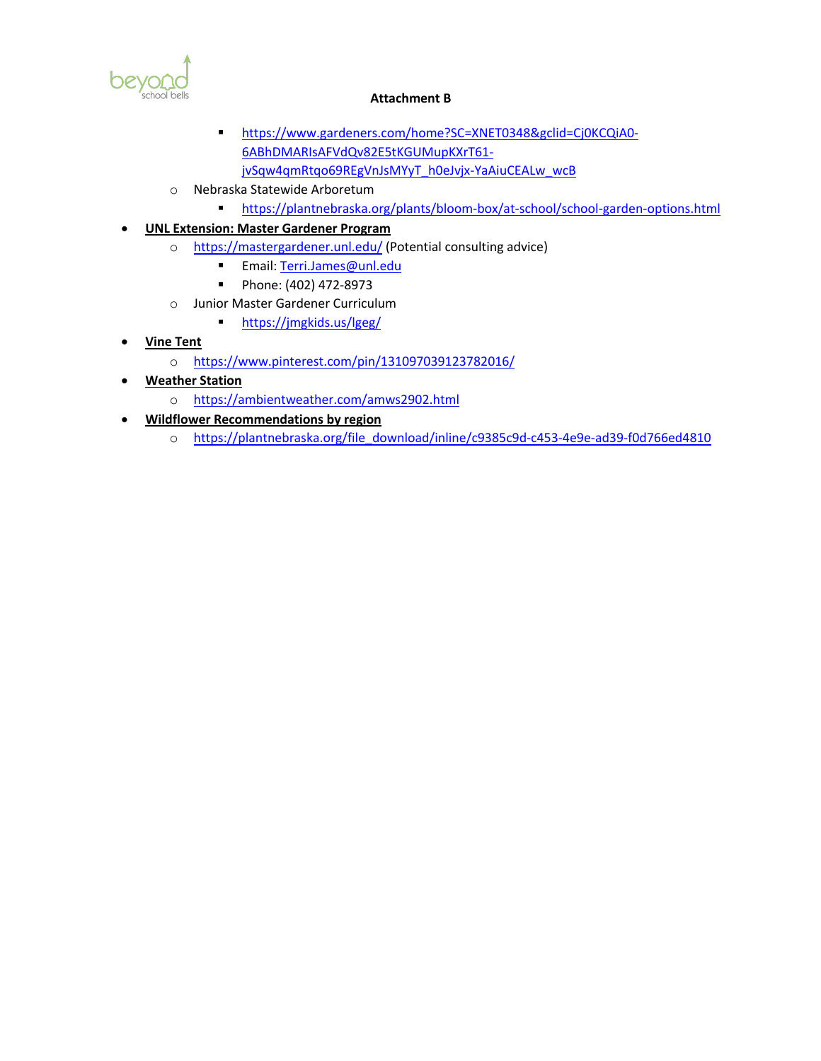**Attachment B**

        - https://www.gardeners.com/home?SC=XNET0348&gclid=Cj0KCQiA0-6ABhDMARIsAFVdQv82E5tKGUMupKXrT61-jvSqw4qmRtqo69REgVnJsMYyT_h0eJvjx-YaAiuCEALw_wcB
    - Nebraska Statewide Arboretum
        - https://plantnebraska.org/plants/bloom-box/at-school/school-garden-options.html
- **UNL Extension: Master Gardener Program**
    - https://mastergardener.unl.edu/ (Potential consulting advice)
        - Email: Terri.James@unl.edu
        - Phone: (402) 472-8973
    - Junior Master Gardener Curriculum
        - https://jmgkids.us/lgeg/
- **Vine Tent**
    - https://www.pinterest.com/pin/131097039123782016/
- **Weather Station**
    - https://ambientweather.com/amws2902.html
- **Wildflower Recommendations by region**
    - https://plantnebraska.org/file_download/inline/c9385c9d-c453-4e9e-ad39-f0d766ed4810